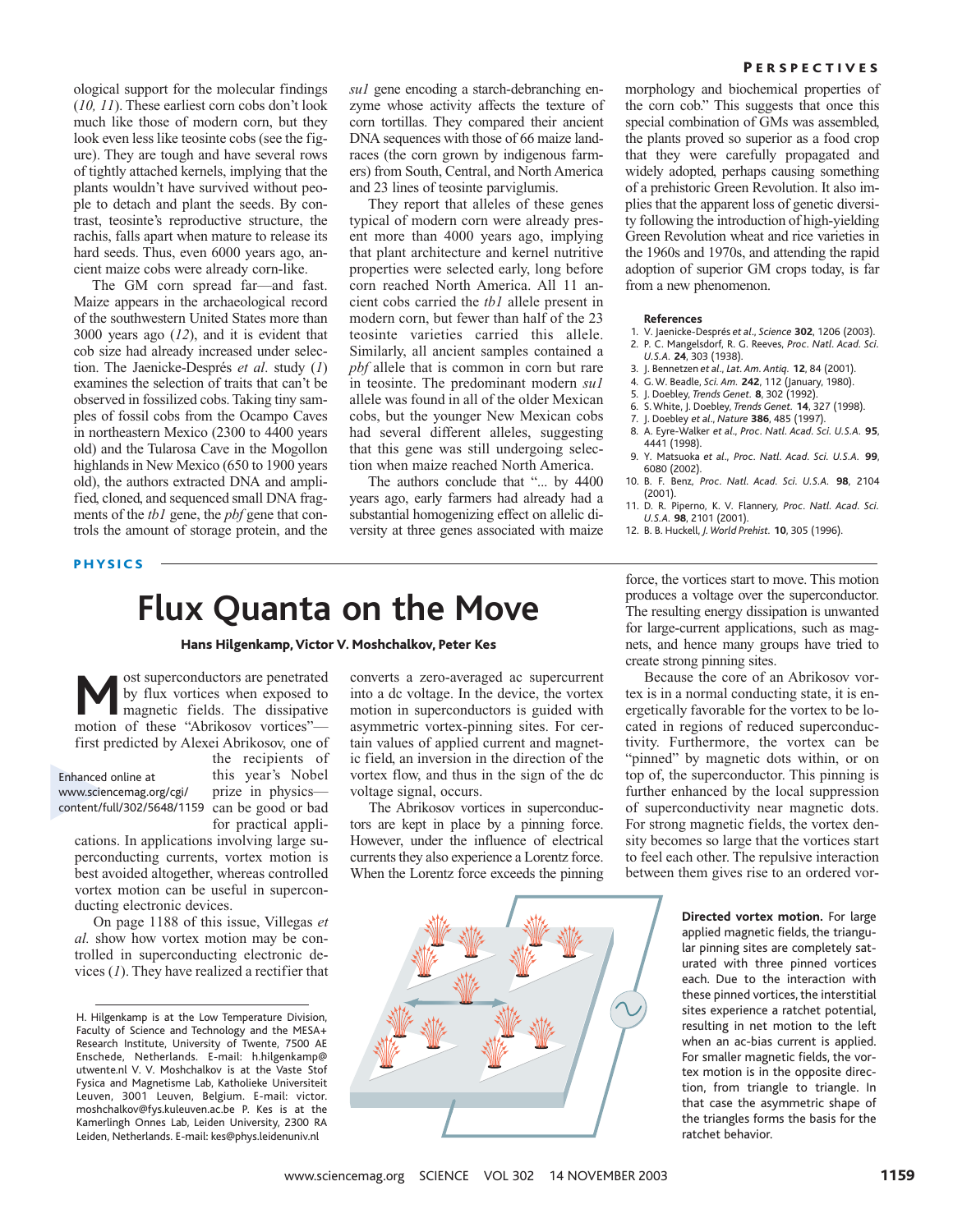ological support for the molecular findings (*10, 11*). These earliest corn cobs don't look much like those of modern corn, but they look even less like teosinte cobs (see the figure). They are tough and have several rows of tightly attached kernels, implying that the plants wouldn't have survived without people to detach and plant the seeds. By contrast, teosinte's reproductive structure, the rachis, falls apart when mature to release its hard seeds. Thus, even 6000 years ago, ancient maize cobs were already corn-like.

The GM corn spread far—and fast. Maize appears in the archaeological record of the southwestern United States more than 3000 years ago (*12*), and it is evident that cob size had already increased under selection. The Jaenicke-Després *et al.* study (*1*) examines the selection of traits that can't be observed in fossilized cobs. Taking tiny samples of fossil cobs from the Ocampo Caves in northeastern Mexico (2300 to 4400 years old) and the Tularosa Cave in the Mogollon highlands in New Mexico (650 to 1900 years old), the authors extracted DNA and amplified, cloned, and sequenced small DNA fragments of the *tb1* gene, the *pbf* gene that controls the amount of storage protein, and the *su1* gene encoding a starch-debranching enzyme whose activity affects the texture of corn tortillas. They compared their ancient DNA sequences with those of 66 maize landraces (the corn grown by indigenous farmers) from South, Central, and North America and 23 lines of teosinte parviglumis.

They report that alleles of these genes typical of modern corn were already present more than 4000 years ago, implying that plant architecture and kernel nutritive properties were selected early, long before corn reached North America. All 11 ancient cobs carried the *tb1* allele present in modern corn, but fewer than half of the 23 teosinte varieties carried this allele. Similarly, all ancient samples contained a *pbf* allele that is common in corn but rare in teosinte. The predominant modern *su1* allele was found in all of the older Mexican cobs, but the younger New Mexican cobs had several different alleles, suggesting that this gene was still undergoing selection when maize reached North America.

The authors conclude that "... by 4400 years ago, early farmers had already had a substantial homogenizing effect on allelic diversity at three genes associated with maize morphology and biochemical properties of the corn cob." This suggests that once this special combination of GMs was assembled, the plants proved so superior as a food crop that they were carefully propagated and widely adopted, perhaps causing something of a prehistoric Green Revolution. It also implies that the apparent loss of genetic diversity following the introduction of high-yielding Green Revolution wheat and rice varieties in the 1960s and 1970s, and attending the rapid adoption of superior GM crops today, is far from a new phenomenon.

**References**

1. V. Jaenicke-Després *et al.*, *Science* **302**, 1206 (2003).
2. P. C. Mangelsdorf, R. G. Reeves, *Proc. Natl. Acad. Sci. U.S.A.* **24**, 303 (1938).
3. J. Bennetzen *et al.*, *Lat. Am. Antiq.* **12**, 84 (2001).
4. G. W. Beadle, *Sci. Am.* **242**, 112 (January, 1980).
5. J. Doebley, *Trends Genet.* **8**, 302 (1992).
6. S. White, J. Doebley, *Trends Genet.* **14**, 327 (1998).
7. J. Doebley *et al.*, *Nature* **386**, 485 (1997).
8. A. Eyre-Walker *et al.*, *Proc. Natl. Acad. Sci. U.S.A.* **95**, 4441 (1998).
9. Y. Matsuoka *et al.*, *Proc. Natl. Acad. Sci. U.S.A.* **99**, 6080 (2002).
10. B. F. Benz, *Proc. Natl. Acad. Sci. U.S.A.* **98**, 2104 (2001).
11. D. R. Piperno, K. V. Flannery, *Proc. Natl. Acad. Sci. U.S.A.* **98**, 2101 (2001).
12. B. B. Huckell, *J. World Prehist.* **10**, 305 (1996).

PHYSICS

# Flux Quanta on the Move

**Hans Hilgenkamp, Victor V. Moshchalkov, Peter Kes**

Most superconductors are penetrated by flux vortices when exposed to magnetic fields. The dissipative motion of these "Abrikosov vortices"—first predicted by Alexei Abrikosov, one of the recipients of this year's Nobel prize in physics—can be good or bad for practical applications. In applications involving large superconducting currents, vortex motion is best avoided altogether, whereas controlled vortex motion can be useful in superconducting electronic devices.

Enhanced online at www.sciencemag.org/cgi/content/full/302/5648/1159

On page 1188 of this issue, Villegas *et al.* show how vortex motion may be controlled in superconducting electronic devices (*1*). They have realized a rectifier that converts a zero-averaged ac supercurrent into a dc voltage. In the device, the vortex motion in superconductors is guided with asymmetric vortex-pinning sites. For certain values of applied current and magnetic field, an inversion in the direction of the vortex flow, and thus in the sign of the dc voltage signal, occurs.

The Abrikosov vortices in superconductors are kept in place by a pinning force. However, under the influence of electrical currents they also experience a Lorentz force. When the Lorentz force exceeds the pinning force, the vortices start to move. This motion produces a voltage over the superconductor. The resulting energy dissipation is unwanted for large-current applications, such as magnets, and hence many groups have tried to create strong pinning sites.

Because the core of an Abrikosov vortex is in a normal conducting state, it is energetically favorable for the vortex to be located in regions of reduced superconductivity. Furthermore, the vortex can be "pinned" by magnetic dots within, or on top of, the superconductor. This pinning is further enhanced by the local suppression of superconductivity near magnetic dots. For strong magnetic fields, the vortex density becomes so large that the vortices start to feel each other. The repulsive interaction between them gives rise to an ordered vor-

**Directed vortex motion.** For large applied magnetic fields, the triangular pinning sites are completely saturated with three pinned vortices each. Due to the interaction with these pinned vortices, the interstitial sites experience a ratchet potential, resulting in net motion to the left when an ac-bias current is applied. For smaller magnetic fields, the vortex motion is in the opposite direction, from triangle to triangle. In that case the asymmetric shape of the triangles forms the basis for the ratchet behavior.

H. Hilgenkamp is at the Low Temperature Division, Faculty of Science and Technology and the MESA+ Research Institute, University of Twente, 7500 AE Enschede, Netherlands. E-mail: h.hilgenkamp@utwente.nl V. V. Moshchalkov is at the Vaste Stof Fysica and Magnetisme Lab, Katholieke Universiteit Leuven, 3001 Leuven, Belgium. E-mail: victor.moshchalkov@fys.kuleuven.ac.be P. Kes is at the Kamerlingh Onnes Lab, Leiden University, 2300 RA Leiden, Netherlands. E-mail: kes@phys.leidenuniv.nl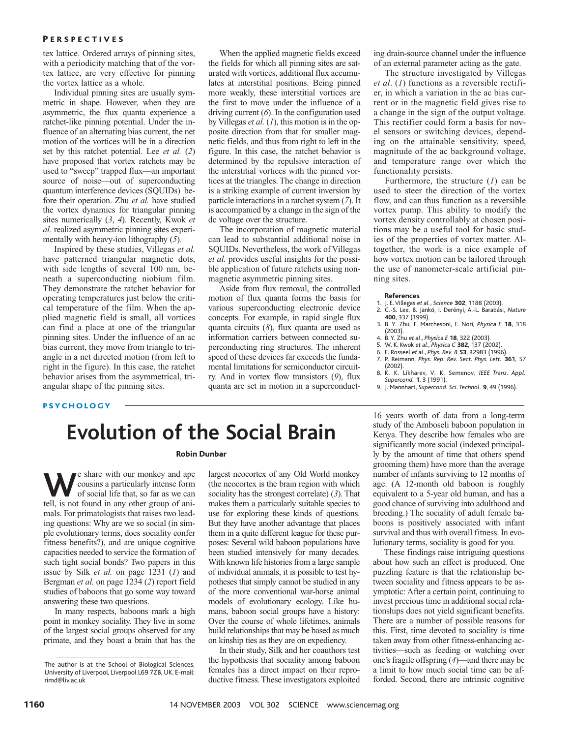tex lattice. Ordered arrays of pinning sites, with a periodicity matching that of the vortex lattice, are very effective for pinning the vortex lattice as a whole.

Individual pinning sites are usually symmetric in shape. However, when they are asymmetric, the flux quanta experience a ratchet-like pinning potential. Under the influence of an alternating bias current, the net motion of the vortices will be in a direction set by this ratchet potential. Lee *et al.* (*2*) have proposed that vortex ratchets may be used to "sweep" trapped flux—an important source of noise—out of superconducting quantum interference devices (SQUIDs) before their operation. Zhu *et al.* have studied the vortex dynamics for triangular pinning sites numerically (*3*, *4*). Recently, Kwok *et al.* realized asymmetric pinning sites experimentally with heavy-ion lithography (*5*).

Inspired by these studies, Villegas *et al.* have patterned triangular magnetic dots, with side lengths of several 100 nm, beneath a superconducting niobium film. They demonstrate the ratchet behavior for operating temperatures just below the critical temperature of the film. When the applied magnetic field is small, all vortices can find a place at one of the triangular pinning sites. Under the influence of an ac bias current, they move from triangle to triangle in a net directed motion (from left to right in the figure). In this case, the ratchet behavior arises from the asymmetrical, triangular shape of the pinning sites.

When the applied magnetic fields exceed the fields for which all pinning sites are saturated with vortices, additional flux accumulates at interstitial positions. Being pinned more weakly, these interstitial vortices are the first to move under the influence of a driving current (*6*). In the configuration used by Villegas *et al.* (*1*), this motion is in the opposite direction from that for smaller magnetic fields, and thus from right to left in the figure. In this case, the ratchet behavior is determined by the repulsive interaction of the interstitial vortices with the pinned vortices at the triangles. The change in direction is a striking example of current inversion by particle interactions in a ratchet system (*7*). It is accompanied by a change in the sign of the dc voltage over the structure.

The incorporation of magnetic material can lead to substantial additional noise in SQUIDs. Nevertheless, the work of Villegas *et al.* provides useful insights for the possible application of future ratchets using nonmagnetic asymmetric pinning sites.

Aside from flux removal, the controlled motion of flux quanta forms the basis for various superconducting electronic device concepts. For example, in rapid single flux quanta circuits (*8*), flux quanta are used as information carriers between connected superconducting ring structures. The inherent speed of these devices far exceeds the fundamental limitations for semiconductor circuitry. And in vortex flow transistors (*9*), flux quanta are set in motion in a superconducting drain-source channel under the influence of an external parameter acting as the gate.

The structure investigated by Villegas *et al*. (*1*) functions as a reversible rectifier, in which a variation in the ac bias current or in the magnetic field gives rise to a change in the sign of the output voltage. This rectifier could form a basis for novel sensors or switching devices, depending on the attainable sensitivity, speed, magnitude of the ac background voltage, and temperature range over which the functionality persists.

Furthermore, the structure (*1*) can be used to steer the direction of the vortex flow, and can thus function as a reversible vortex pump. This ability to modify the vortex density controllably at chosen positions may be a useful tool for basic studies of the properties of vortex matter. Altogether, the work is a nice example of how vortex motion can be tailored through the use of nanometer-scale artificial pinning sites.

**References**

1. J. E. Villegas *et al.*, *Science* **302**, 1188 (2003).
2. C.-S. Lee, B. Jankó, I. Derényi, A.-L. Barabási, *Nature* **400**, 337 (1999).
3. B. Y. Zhu, F. Marchesoni, F. Nori, *Physica E* **18**, 318 (2003).
4. B. Y. Zhu *et al.*, *Physica E* **18**, 322 (2003).
5. W. K. Kwok *et al.*, *Physica C* **382**, 137 (2002).
6. E. Rosseel *et al.*, *Phys. Rev. B* **53**, R2983 (1996).
7. P. Reimann, *Phys. Rep. Rev. Sect. Phys. Lett.* **361**, 57 (2002).
8. K. K. Likharev, V. K. Semenov, *IEEE Trans. Appl. Supercond.* **1**, 3 (1991).
9. J. Mannhart, *Supercond. Sci. Technol.* **9**, 49 (1996).

PSYCHOLOGY

# Evolution of the Social Brain

**Robin Dunbar**

We share with our monkey and ape cousins a particularly intense form of social life that, so far as we can tell, is not found in any other group of animals. For primatologists that raises two leading questions: Why are we so social (in simple evolutionary terms, does sociality confer fitness benefits?), and are unique cognitive capacities needed to service the formation of such tight social bonds? Two papers in this issue by Silk *et al.* on page 1231 (*1*) and Bergman *et al.* on page 1234 (*2*) report field studies of baboons that go some way toward answering these two questions.

In many respects, baboons mark a high point in monkey sociality. They live in some of the largest social groups observed for any primate, and they boast a brain that has the largest neocortex of any Old World monkey (the neocortex is the brain region with which sociality has the strongest correlate) (*3*). That makes them a particularly suitable species to use for exploring these kinds of questions. But they have another advantage that places them in a quite different league for these purposes: Several wild baboon populations have been studied intensively for many decades. With known life histories from a large sample of individual animals, it is possible to test hypotheses that simply cannot be studied in any of the more conventional war-horse animal models of evolutionary ecology. Like humans, baboon social groups have a history: Over the course of whole lifetimes, animals build relationships that may be based as much on kinship ties as they are on expediency.

In their study, Silk and her coauthors test the hypothesis that sociality among baboon females has a direct impact on their reproductive fitness. These investigators exploited 16 years worth of data from a long-term study of the Amboseli baboon population in Kenya. They describe how females who are significantly more social (indexed principally by the amount of time that others spend grooming them) have more than the average number of infants surviving to 12 months of age. (A 12-month old baboon is roughly equivalent to a 5-year old human, and has a good chance of surviving into adulthood and breeding.) The sociality of adult female baboons is positively associated with infant survival and thus with overall fitness. In evolutionary terms, sociality is good for you.

These findings raise intriguing questions about how such an effect is produced. One puzzling feature is that the relationship between sociality and fitness appears to be asymptotic: After a certain point, continuing to invest precious time in additional social relationships does not yield significant benefits. There are a number of possible reasons for this. First, time devoted to sociality is time taken away from other fitness-enhancing activities—such as feeding or watching over one's fragile offspring (*4*)—and there may be a limit to how much social time can be afforded. Second, there are intrinsic cognitive

The author is at the School of Biological Sciences, University of Liverpool, Liverpool L69 7ZB, UK. E-mail: rimd@liv.ac.uk